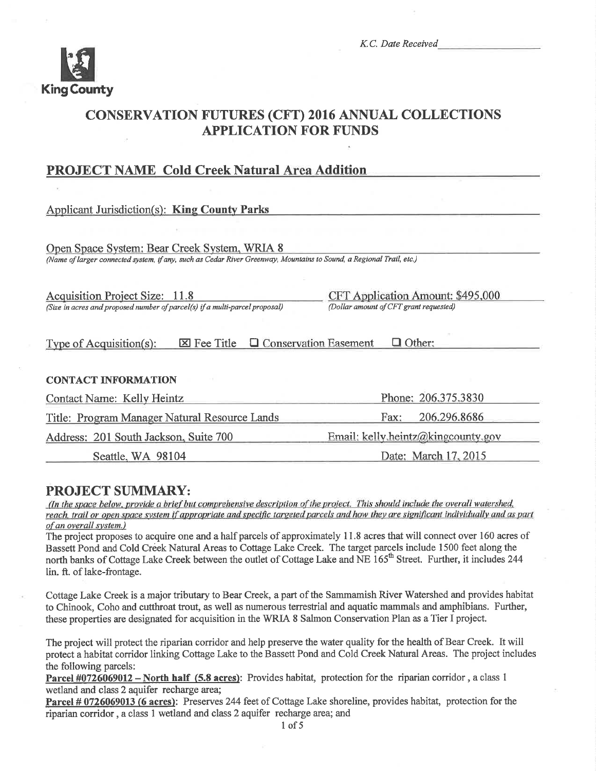K.C. Date Received___________

King County

# CONSERVATION FUTURES (CFT) 2016 ANNUAL COLLECTIONS APPLICATION FOR FUNDS

## PROJECT NAME Cold Creek Natural Area Addition

Applicant Jurisdiction(s): **King County Parks**

Open Space System: Bear Creek System, WRIA 8
*(Name of larger connected system, if any, such as Cedar River Greenway, Mountains to Sound, a Regional Trail, etc.)*

Acquisition Project Size: 11.8
*(Size in acres and proposed number of parcel(s) if a multi-parcel proposal)*

CFT Application Amount: $495,000
*(Dollar amount of CFT grant requested)*

Type of Acquisition(s): ☒ Fee Title ☐ Conservation Easement ☐ Other:

**CONTACT INFORMATION**

| | |
|---|---|
| Contact Name: Kelly Heintz | Phone: 206.375.3830 |
| Title: Program Manager Natural Resource Lands | Fax: 206.296.8686 |
| Address: 201 South Jackson, Suite 700 | Email: kelly.heintz@kingcounty.gov |
| Seattle, WA 98104 | Date: March 17, 2015 |

## PROJECT SUMMARY:

*(In the space below, provide a brief but comprehensive description of the project. This should include the overall watershed, reach, trail or open space system if appropriate and specific targeted parcels and how they are significant individually and as part of an overall system.)*

The project proposes to acquire one and a half parcels of approximately 11.8 acres that will connect over 160 acres of Bassett Pond and Cold Creek Natural Areas to Cottage Lake Creek. The target parcels include 1500 feet along the north banks of Cottage Lake Creek between the outlet of Cottage Lake and NE 165th Street. Further, it includes 244 lin. ft. of lake-frontage.

Cottage Lake Creek is a major tributary to Bear Creek, a part of the Sammamish River Watershed and provides habitat to Chinook, Coho and cutthroat trout, as well as numerous terrestrial and aquatic mammals and amphibians. Further, these properties are designated for acquisition in the WRIA 8 Salmon Conservation Plan as a Tier I project.

The project will protect the riparian corridor and help preserve the water quality for the health of Bear Creek. It will protect a habitat corridor linking Cottage Lake to the Bassett Pond and Cold Creek Natural Areas. The project includes the following parcels:

**Parcel #0726069012 – North half (5.8 acres)**: Provides habitat, protection for the riparian corridor, a class 1 wetland and class 2 aquifer recharge area;

**Parcel # 0726069013 (6 acres)**: Preserves 244 feet of Cottage Lake shoreline, provides habitat, protection for the riparian corridor, a class 1 wetland and class 2 aquifer recharge area; and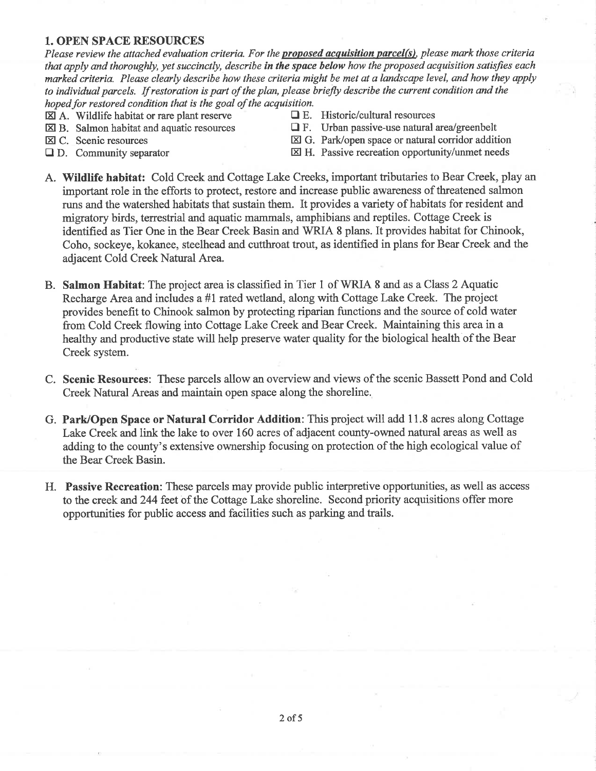## 1. OPEN SPACE RESOURCES

*Please review the attached evaluation criteria. For the* ***proposed acquisition parcel(s)****, please mark those criteria that apply and thoroughly, yet succinctly, describe* ***in the space below*** *how the proposed acquisition satisfies each marked criteria. Please clearly describe how these criteria might be met at a landscape level, and how they apply to individual parcels. If restoration is part of the plan, please briefly describe the current condition and the hoped for restored condition that is the goal of the acquisition.*

- ☒ A. Wildlife habitat or rare plant reserve
- ☒ B. Salmon habitat and aquatic resources
- ☒ C. Scenic resources
- ☐ D. Community separator
- ☐ E. Historic/cultural resources
- ☐ F. Urban passive-use natural area/greenbelt
- ☒ G. Park/open space or natural corridor addition
- ☒ H. Passive recreation opportunity/unmet needs

A. **Wildlife habitat:** Cold Creek and Cottage Lake Creeks, important tributaries to Bear Creek, play an important role in the efforts to protect, restore and increase public awareness of threatened salmon runs and the watershed habitats that sustain them. It provides a variety of habitats for resident and migratory birds, terrestrial and aquatic mammals, amphibians and reptiles. Cottage Creek is identified as Tier One in the Bear Creek Basin and WRIA 8 plans. It provides habitat for Chinook, Coho, sockeye, kokanee, steelhead and cutthroat trout, as identified in plans for Bear Creek and the adjacent Cold Creek Natural Area.

B. **Salmon Habitat**: The project area is classified in Tier 1 of WRIA 8 and as a Class 2 Aquatic Recharge Area and includes a #1 rated wetland, along with Cottage Lake Creek. The project provides benefit to Chinook salmon by protecting riparian functions and the source of cold water from Cold Creek flowing into Cottage Lake Creek and Bear Creek. Maintaining this area in a healthy and productive state will help preserve water quality for the biological health of the Bear Creek system.

C. **Scenic Resources**: These parcels allow an overview and views of the scenic Bassett Pond and Cold Creek Natural Areas and maintain open space along the shoreline.

G. **Park/Open Space or Natural Corridor Addition**: This project will add 11.8 acres along Cottage Lake Creek and link the lake to over 160 acres of adjacent county-owned natural areas as well as adding to the county's extensive ownership focusing on protection of the high ecological value of the Bear Creek Basin.

H. **Passive Recreation**: These parcels may provide public interpretive opportunities, as well as access to the creek and 244 feet of the Cottage Lake shoreline. Second priority acquisitions offer more opportunities for public access and facilities such as parking and trails.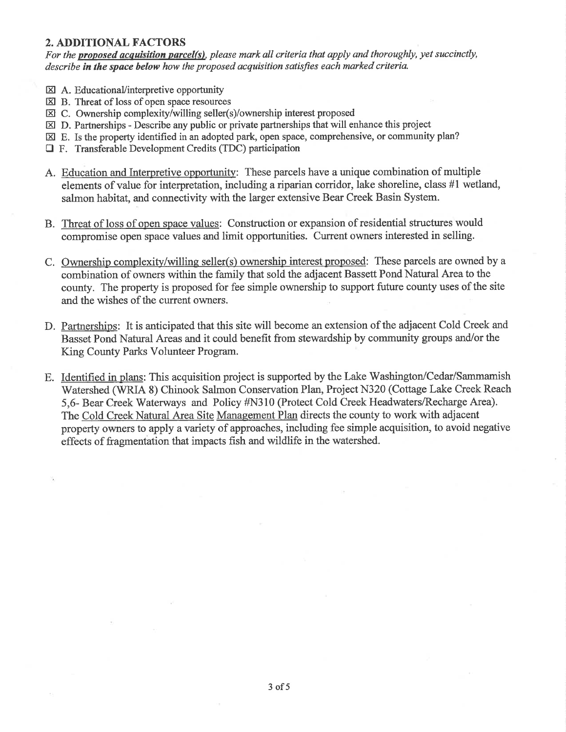## 2. ADDITIONAL FACTORS

*For the **proposed acquisition parcel(s)**, please mark all criteria that apply and thoroughly, yet succinctly, describe **in the space below** how the proposed acquisition satisfies each marked criteria.*

- ☒ A. Educational/interpretive opportunity
- ☒ B. Threat of loss of open space resources
- ☒ C. Ownership complexity/willing seller(s)/ownership interest proposed
- ☒ D. Partnerships - Describe any public or private partnerships that will enhance this project
- ☒ E. Is the property identified in an adopted park, open space, comprehensive, or community plan?
- ☐ F. Transferable Development Credits (TDC) participation

A. Education and Interpretive opportunity: These parcels have a unique combination of multiple elements of value for interpretation, including a riparian corridor, lake shoreline, class #1 wetland, salmon habitat, and connectivity with the larger extensive Bear Creek Basin System.

B. Threat of loss of open space values: Construction or expansion of residential structures would compromise open space values and limit opportunities. Current owners interested in selling.

C. Ownership complexity/willing seller(s) ownership interest proposed: These parcels are owned by a combination of owners within the family that sold the adjacent Bassett Pond Natural Area to the county. The property is proposed for fee simple ownership to support future county uses of the site and the wishes of the current owners.

D. Partnerships: It is anticipated that this site will become an extension of the adjacent Cold Creek and Basset Pond Natural Areas and it could benefit from stewardship by community groups and/or the King County Parks Volunteer Program.

E. Identified in plans: This acquisition project is supported by the Lake Washington/Cedar/Sammamish Watershed (WRIA 8) Chinook Salmon Conservation Plan, Project N320 (Cottage Lake Creek Reach 5,6- Bear Creek Waterways and Policy #N310 (Protect Cold Creek Headwaters/Recharge Area). The Cold Creek Natural Area Site Management Plan directs the county to work with adjacent property owners to apply a variety of approaches, including fee simple acquisition, to avoid negative effects of fragmentation that impacts fish and wildlife in the watershed.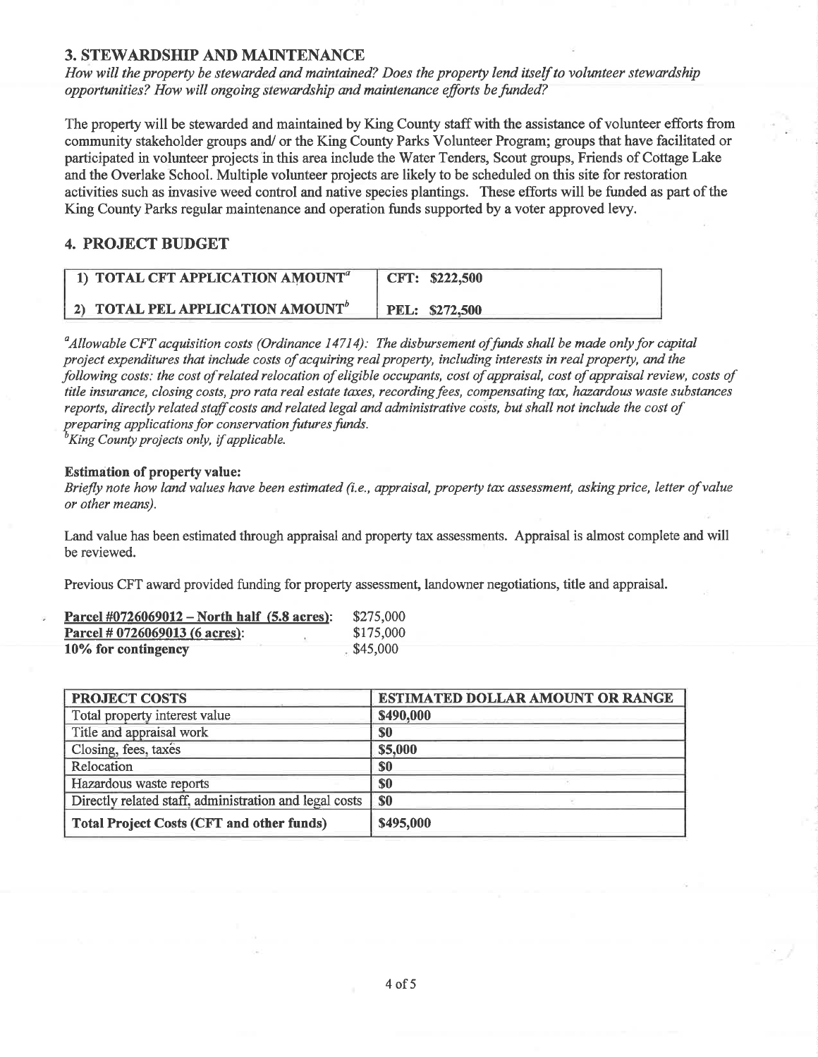## 3. STEWARDSHIP AND MAINTENANCE

*How will the property be stewarded and maintained? Does the property lend itself to volunteer stewardship opportunities? How will ongoing stewardship and maintenance efforts be funded?*

The property will be stewarded and maintained by King County staff with the assistance of volunteer efforts from community stakeholder groups and/ or the King County Parks Volunteer Program; groups that have facilitated or participated in volunteer projects in this area include the Water Tenders, Scout groups, Friends of Cottage Lake and the Overlake School. Multiple volunteer projects are likely to be scheduled on this site for restoration activities such as invasive weed control and native species plantings. These efforts will be funded as part of the King County Parks regular maintenance and operation funds supported by a voter approved levy.

## 4. PROJECT BUDGET

| | |
|---|---|
| **1) TOTAL CFT APPLICATION AMOUNT[a]** | **CFT: $222,500** |
| **2) TOTAL PEL APPLICATION AMOUNT[b]** | **PEL: $272,500** |

[a]*Allowable CFT acquisition costs (Ordinance 14714): The disbursement of funds shall be made only for capital project expenditures that include costs of acquiring real property, including interests in real property, and the following costs: the cost of related relocation of eligible occupants, cost of appraisal, cost of appraisal review, costs of title insurance, closing costs, pro rata real estate taxes, recording fees, compensating tax, hazardous waste substances reports, directly related staff costs and related legal and administrative costs, but shall not include the cost of preparing applications for conservation futures funds.*
[b]*King County projects only, if applicable.*

**Estimation of property value:**
*Briefly note how land values have been estimated (i.e., appraisal, property tax assessment, asking price, letter of value or other means).*

Land value has been estimated through appraisal and property tax assessments. Appraisal is almost complete and will be reviewed.

Previous CFT award provided funding for property assessment, landowner negotiations, title and appraisal.

| | |
|---|---|
| **Parcel #0726069012 – North half (5.8 acres):** | $275,000 |
| **Parcel # 0726069013 (6 acres):** | $175,000 |
| **10% for contingency** | $45,000 |

| PROJECT COSTS | ESTIMATED DOLLAR AMOUNT OR RANGE |
|---|---|
| Total property interest value | **$490,000** |
| Title and appraisal work | **$0** |
| Closing, fees, taxes | **$5,000** |
| Relocation | **$0** |
| Hazardous waste reports | **$0** |
| Directly related staff, administration and legal costs | **$0** |
| **Total Project Costs (CFT and other funds)** | **$495,000** |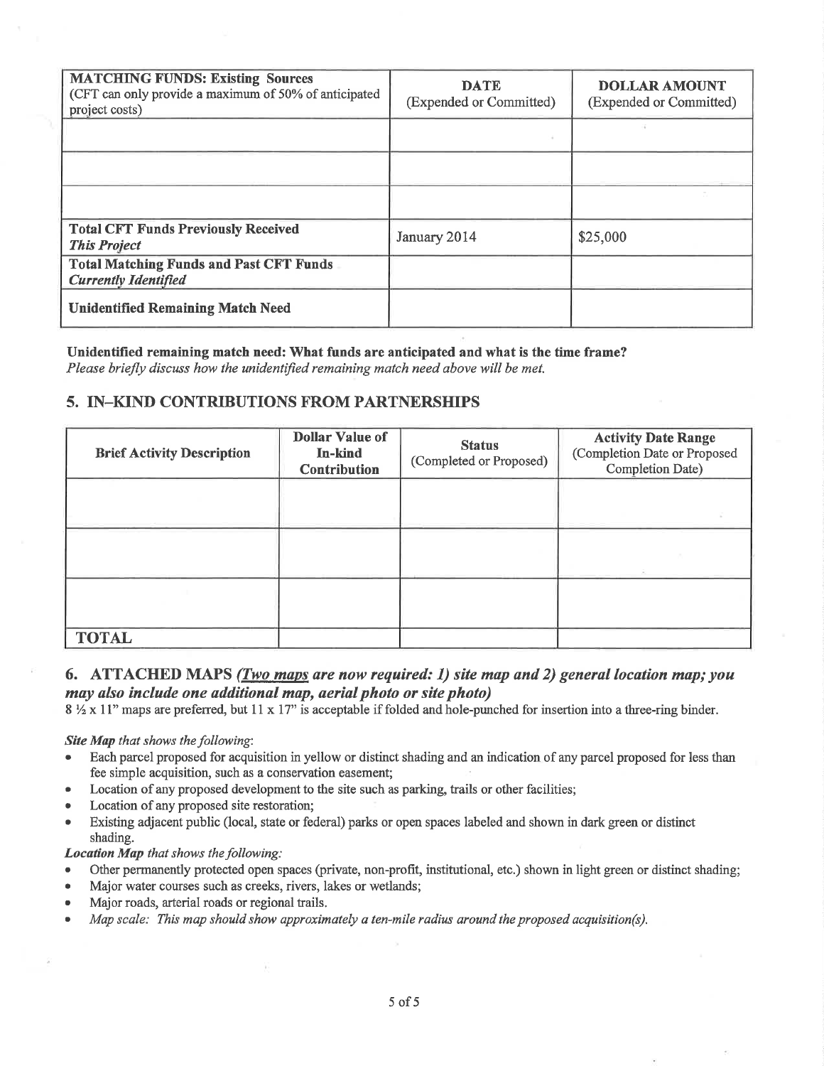| **MATCHING FUNDS: Existing Sources** (CFT can only provide a maximum of 50% of anticipated project costs) | **DATE** (Expended or Committed) | **DOLLAR AMOUNT** (Expended or Committed) |
|---|---|---|
| | | |
| | | |
| | | |
| **Total CFT Funds Previously Received** ***This Project*** | January 2014 | $25,000 |
| **Total Matching Funds and Past CFT Funds** ***Currently Identified*** | | |
| **Unidentified Remaining Match Need** | | |

**Unidentified remaining match need: What funds are anticipated and what is the time frame?**
*Please briefly discuss how the unidentified remaining match need above will be met.*

## 5. IN–KIND CONTRIBUTIONS FROM PARTNERSHIPS

| **Brief Activity Description** | **Dollar Value of In-kind Contribution** | **Status** (Completed or Proposed) | **Activity Date Range** (Completion Date or Proposed Completion Date) |
|---|---|---|---|
| | | | |
| | | | |
| | | | |
| **TOTAL** | | | |

## 6. ATTACHED MAPS *(Two maps are now required: 1) site map and 2) general location map; you may also include one additional map, aerial photo or site photo)*

8 ½ x 11" maps are preferred, but 11 x 17" is acceptable if folded and hole-punched for insertion into a three-ring binder.

***Site Map*** *that shows the following*:

- Each parcel proposed for acquisition in yellow or distinct shading and an indication of any parcel proposed for less than fee simple acquisition, such as a conservation easement;
- Location of any proposed development to the site such as parking, trails or other facilities;
- Location of any proposed site restoration;
- Existing adjacent public (local, state or federal) parks or open spaces labeled and shown in dark green or distinct shading.

***Location Map*** *that shows the following:*

- Other permanently protected open spaces (private, non-profit, institutional, etc.) shown in light green or distinct shading;
- Major water courses such as creeks, rivers, lakes or wetlands;
- Major roads, arterial roads or regional trails.
- *Map scale: This map should show approximately a ten-mile radius around the proposed acquisition(s).*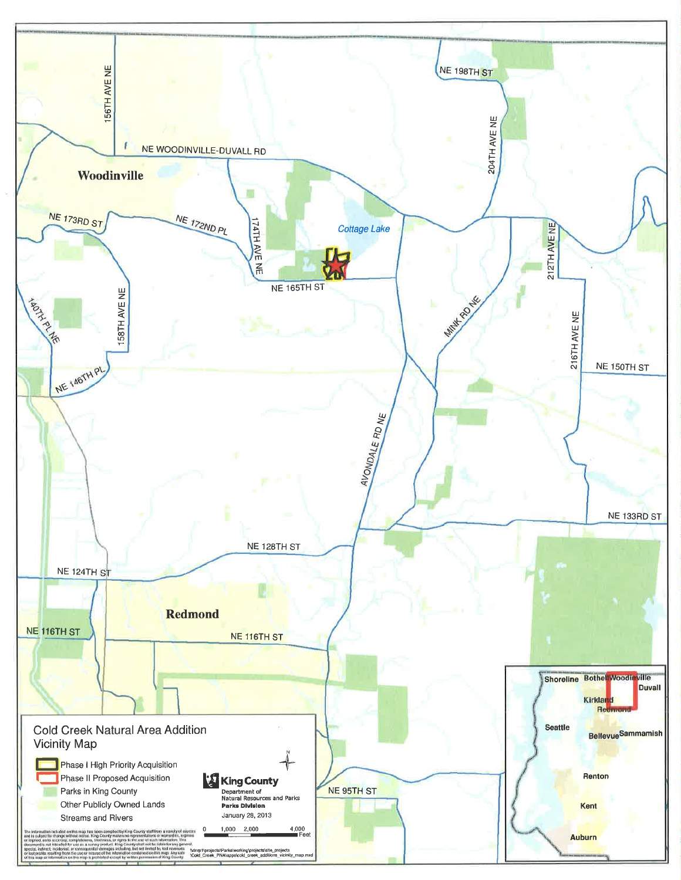# Cold Creek Natural Area Addition
## Vicinity Map

- Phase I High Priority Acquisition
- Phase II Proposed Acquisition
- Parks in King County
- Other Publicly Owned Lands
- Streams and Rivers

King County
Department of Natural Resources and Parks
**Parks Division**

January 28, 2013

0 1,000 2,000 4,000 Feet

Woodinville
Redmond
Cottage Lake

NE WOODINVILLE-DUVALL RD
156TH AVE NE
NE 198TH ST
204TH AVE NE
NE 173RD ST
NE 172ND PL
174TH AVE NE
212TH AVE NE
NE 165TH ST
MINK RD NE
140TH PL NE
158TH AVE NE
216TH AVE NE
NE 150TH ST
NE 146TH PL
AVONDALE RD NE
NE 133RD ST
NE 128TH ST
NE 124TH ST
NE 116TH ST
NE 116TH ST
NE 95TH ST

Shoreline, Bothell, Woodinville, Duvall, Kirkland, Redmond, Seattle, Bellevue, Sammamish, Renton, Kent, Auburn

The information included on this map has been compiled by King County staff from a variety of sources and is subject to change without notice. King County makes no representations or warranties, express or implied, as to accuracy, completeness, timeliness, or rights to the use of such information. This document is not intended for use as a survey product. King County shall not be liable for any general, special, indirect, incidental, or consequential damages including, but not limited to, lost revenues or lost profits resulting from the use or misuse of the information contained on this map. Any sale of this map or information on this map is prohibited except by written permission of King County.

\\dnrp1\projects\Parks\working\projects\site_projects\Cold_Creek_PNA\apps\cold_creek_additions_vicinity_map.mxd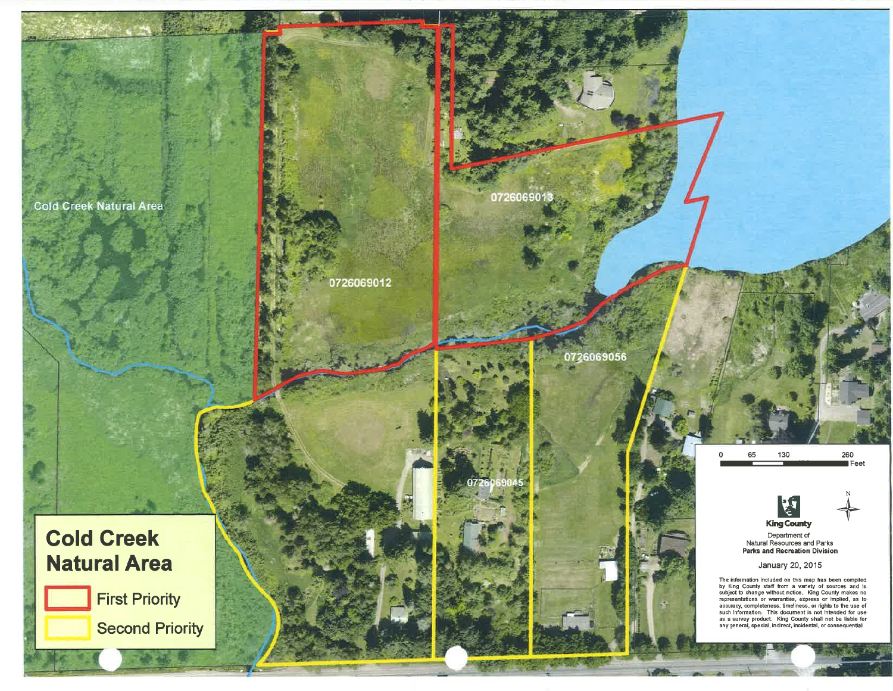Cold Creek Natural Area

0726069012

0726069013

0726069056

0726069045

# Cold Creek Natural Area

First Priority

Second Priority

0 65 130 260 Feet

N

King County

Department of
Natural Resources and Parks
**Parks and Recreation Division**

January 20, 2015

The information included on this map has been compiled by King County staff from a variety of sources and is subject to change without notice. King County makes no representations or warranties, express or implied, as to accuracy, completeness, timeliness, or rights to the use of such information. This document is not intended for use as a survey product. King County shall not be liable for any general, special, indirect, incidental, or consequential